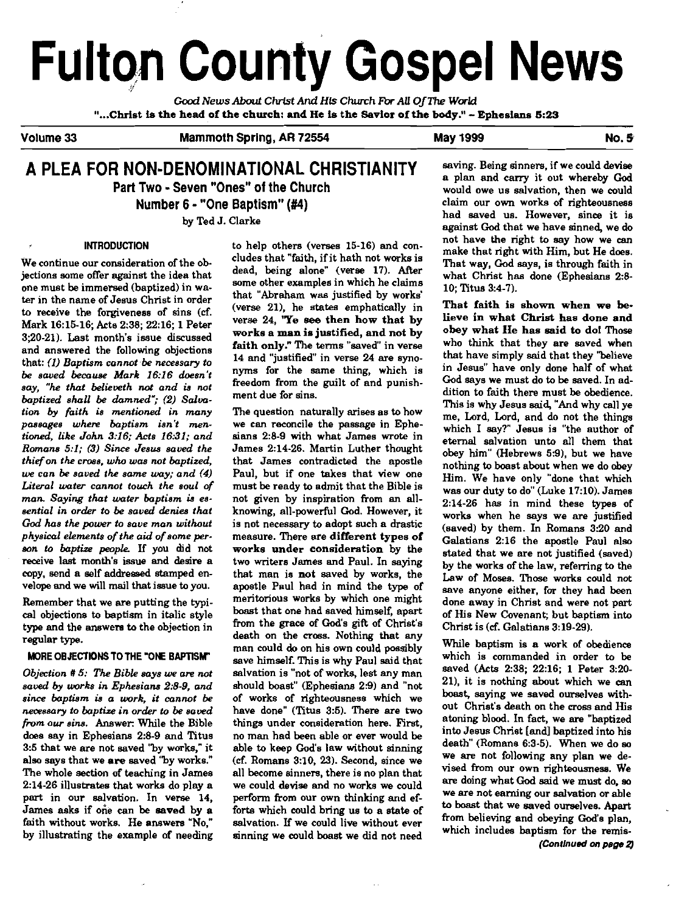# Fulton County Gospel News

*Good News About Christ And His Church For All Of The World*

**"...Christ is the head of the church: and He is the Savior of the body." - Ephesians 5:23**

**Volume 33** **Mammoth Spring, AR 72554** **May 1999** **No. 5**

## A PLEA FOR NON-DENOMINATIONAL CHRISTIANITY

### Part Two - Seven "Ones" of the Church

### Number 6 - "One Baptism" (#4)

by Ted J. Clarke

#### INTRODUCTION

We continue our consideration of the objections some offer against the idea that one must be immersed (baptized) in water in the name of Jesus Christ in order to receive the forgiveness of sins (cf. Mark 16:15-16; Acts 2:38; 22:16; 1 Peter 3;20-21). Last month's issue discussed and answered the following objections that: *(1) Baptism cannot be necessary to be saved because Mark 16:16 doesn't say, "he that believeth not and is not baptized shall be damned"; (2) Salvation by faith is mentioned in many passages where baptism isn't mentioned, like John 3:16; Acts 16:31; and Romans 5:1; (3) Since Jesus saved the thief on the cross, who was not baptized, we can be saved the same way; and (4) Literal water cannot touch the soul of man. Saying that water baptism is essential in order to be saved denies that God has the power to save man without physical elements of the aid of some person to baptize people.* If you did not receive last month's issue and desire a copy, send a self addressed stamped envelope and we will mail that issue to you.

Remember that we are putting the typical objections to baptism in italic style type and the answers to the objection in regular type.

#### MORE OBJECTIONS TO THE "ONE BAPTISM"

*Objection # 5: The Bible says we are not saved by works in Ephesians 2:8-9, and since baptism is a work, it cannot be necessary to baptize in order to be saved from our sins.* Answer: While the Bible does say in Ephesians 2:8-9 and Titus 3:5 that we are not saved "by works," it also says that we **are** saved "by works." The whole section of teaching in James 2:14-26 illustrates that works do play a part in our salvation. In verse 14, James asks if one can be **saved** by a faith without works. He answers "No," by illustrating the example of needing to help others (verses 15-16) and concludes that "faith, if it hath not works is dead, being alone" (verse 17). After some other examples in which he claims that "Abraham was justified by works" (verse 21), he states emphatically in verse 24, **"Ye see then how that by works a man is justified, and not by faith only."** The terms "saved" in verse 14 and "justified" in verse 24 are synonyms for the same thing, which is freedom from the guilt of and punishment due for sins.

The question naturally arises as to how we can reconcile the passage in Ephesians 2:8-9 with what James wrote in James 2:14-26. Martin Luther thought that James contradicted the apostle Paul, but if one takes that view one must be ready to admit that the Bible is not given by inspiration from an all-knowing, all-powerful God. However, it is not necessary to adopt such a drastic measure. There are **different types of works under consideration** by the two writers James and Paul. In saying that man is **not** saved by works, the apostle Paul had in mind the type of meritorious works by which one might boast that one had saved himself, apart from the grace of God's gift of Christ's death on the cross. Nothing that any man could do on his own could possibly save himself. This is why Paul said that salvation is "not of works, lest any man should boast" (Ephesians 2:9) and "not of works of righteousness which we have done" (Titus 3:5). There are two things under consideration here. First, no man had been able or ever would be able to keep God's law without sinning (cf. Romans 3:10, 23). Second, since we all become sinners, there is no plan that we could devise and no works we could perform from our own thinking and efforts which could bring us to a state of salvation. If we could live without ever sinning we could boast we did not need saving. Being sinners, if we could devise a plan and carry it out whereby God would owe us salvation, then we could claim our own works of righteousness had saved us. However, since it is against God that we have sinned, we do not have the right to say how we can make that right with Him, but He does. That way, God says, is through faith in what Christ has done (Ephesians 2:8-10; Titus 3:4-7).

**That faith is shown when we believe in what Christ has done and obey what He has said to do!** Those who think that they are saved when that have simply said that they "believe in Jesus" have only done half of what God says we must do to be saved. In addition to faith there must be obedience. This is why Jesus said, "And why call ye me, Lord, Lord, and do not the things which I say?" Jesus is "the author of eternal salvation unto all them that obey him" (Hebrews 5:9), but we have nothing to boast about when we do obey Him. We have only "done that which was our duty to do" (Luke 17:10). James 2:14-26 has in mind these types of works when he says we are justified (saved) by them. In Romans 3:20 and Galatians 2:16 the apostle Paul also stated that we are not justified (saved) by the works of the law, referring to the Law of Moses. Those works could not save anyone either, for they had been done away in Christ and were not part of His New Covenant; but baptism into Christ is (cf. Galatians 3:19-29).

While baptism is a work of obedience which is commanded in order to be saved (Acts 2:38; 22:16; 1 Peter 3:20-21), it is nothing about which we can boast, saying we saved ourselves without Christ's death on the cross and His atoning blood. In fact, we are "baptized into Jesus Christ [and] baptized into his death" (Romans 6:3-5). When we do so we are not following any plan we devised from our own righteousness. We are doing what God said we must do, so we are not earning our salvation or able to boast that we saved ourselves. Apart from believing and obeying God's plan, which includes baptism for the remis-

*(Continued on page 2)*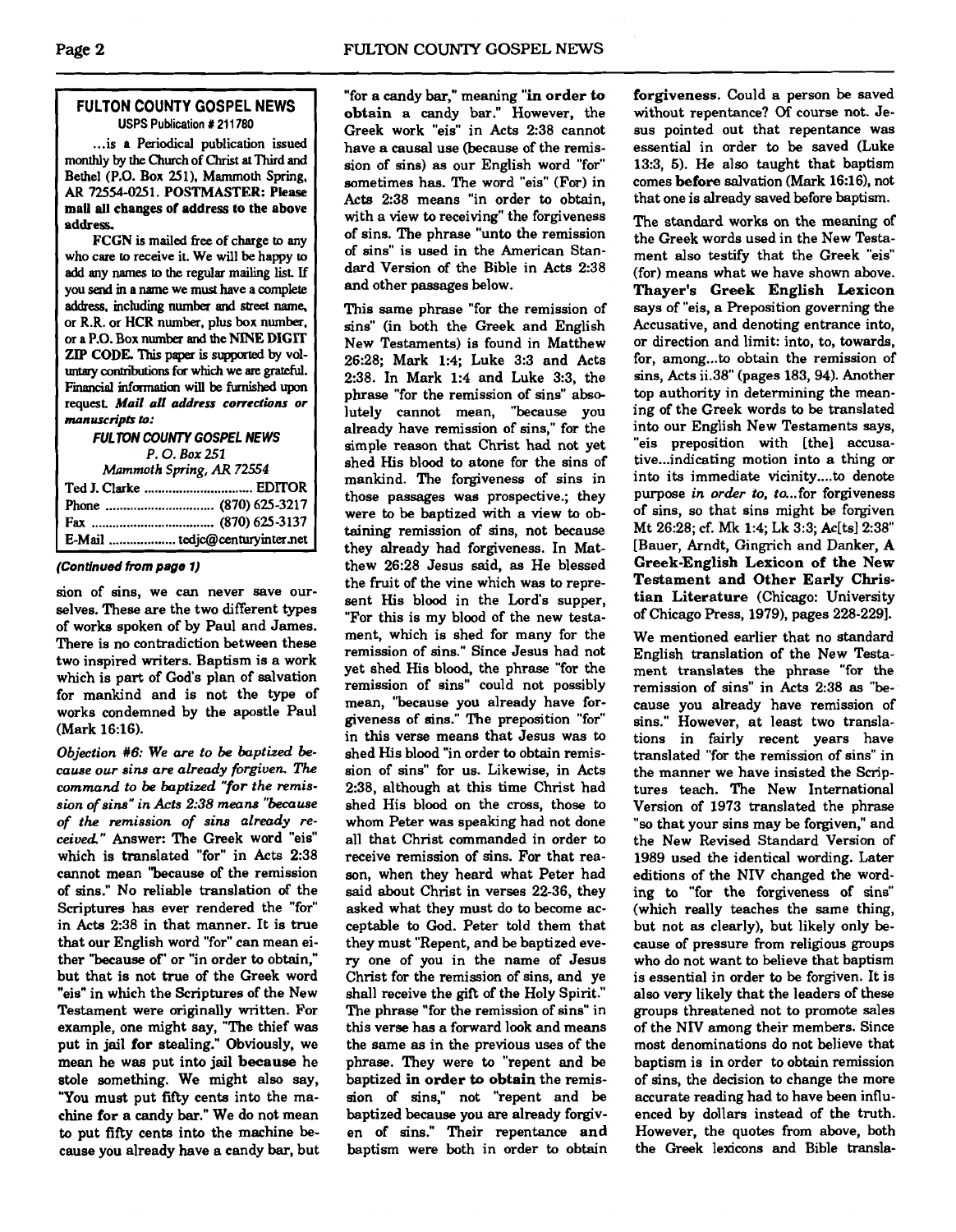## FULTON COUNTY GOSPEL NEWS

**USPS Publication # 211780**

...is a Periodical publication issued monthly by the Church of Christ at Third and Bethel (P.O. Box 251), Mammoth Spring, AR 72554-0251. **POSTMASTER: Please mail all changes of address to the above address.**

**FCGN** is mailed free of charge to any who care to receive it. We will be happy to add any names to the regular mailing list. If you send in a name we must have a complete address, including number and street name, or R.R. or HCR number, plus box number, or a P.O. Box number and the **NINE DIGIT ZIP CODE.** This paper is supported by voluntary contributions for which we are grateful. Financial information will be furnished upon request. ***Mail all address corrections or manuscripts to:***

***FULTON COUNTY GOSPEL NEWS***
*P. O. Box 251*
*Mammoth Spring, AR 72554*

| | |
|---|---|
| Ted J. Clarke | EDITOR |
| Phone | (870) 625-3217 |
| Fax | (870) 625-3137 |
| E-Mail | tedjc@centuryinter.net |

***(Continued from page 1)***

sion of sins, we can never save ourselves. These are the two different types of works spoken of by Paul and James. There is no contradiction between these two inspired writers. Baptism is a work which is part of God's plan of salvation for mankind and is not the type of works condemned by the apostle Paul (Mark 16:16).

*Objection #6: We are to be baptized because our sins are already forgiven. The command to be baptized "for the remission of sins" in Acts 2:38 means "because of the remission of sins already received."* Answer: The Greek word "eis" which is translated "for" in Acts 2:38 cannot mean "because of the remission of sins." No reliable translation of the Scriptures has ever rendered the "for" in Acts 2:38 in that manner. It is true that our English word "for" can mean either "because of" or "in order to obtain," but that is not true of the Greek word "eis" in which the Scriptures of the New Testament were originally written. For example, one might say, "The thief was put in jail **for** stealing." Obviously, we mean he was put into jail **because** he stole something. We might also say, "You must put fifty cents into the machine **for** a candy bar." We do not mean to put fifty cents into the machine because you already have a candy bar, but "for a candy bar," meaning "**in order to obtain** a candy bar." However, the Greek work "eis" in Acts 2:38 cannot have a causal use (because of the remission of sins) as our English word "for" sometimes has. The word "eis" (For) in Acts 2:38 means "in order to obtain, with a view to receiving" the forgiveness of sins. The phrase "unto the remission of sins" is used in the American Standard Version of the Bible in Acts 2:38 and other passages below.

This same phrase "for the remission of sins" (in both the Greek and English New Testaments) is found in Matthew 26:28; Mark 1:4; Luke 3:3 and Acts 2:38. In Mark 1:4 and Luke 3:3, the phrase "for the remission of sins" absolutely cannot mean, "because you already have remission of sins," for the simple reason that Christ had not yet shed His blood to atone for the sins of mankind. The forgiveness of sins in those passages was prospective.; they were to be baptized with a view to obtaining remission of sins, not because they already had forgiveness. In Matthew 26:28 Jesus said, as He blessed the fruit of the vine which was to represent His blood in the Lord's supper, "For this is my blood of the new testament, which is shed for many for the remission of sins." Since Jesus had not yet shed His blood, the phrase "for the remission of sins" could not possibly mean, "because you already have forgiveness of sins." The preposition "for" in this verse means that Jesus was to shed His blood "in order to obtain remission of sins" for us. Likewise, in Acts 2:38, although at this time Christ had shed His blood on the cross, those to whom Peter was speaking had not done all that Christ commanded in order to receive remission of sins. For that reason, when they heard what Peter had said about Christ in verses 22-36, they asked what they must do to become acceptable to God. Peter told them that they must "Repent, and be baptized every one of you in the name of Jesus Christ for the remission of sins, and ye shall receive the gift of the Holy Spirit." The phrase "for the remission of sins" in this verse has a forward look and means the same as in the previous uses of the phrase. They were to "repent and be baptized **in order to obtain** the remission of sins," not "repent and be baptized because you are already forgiven of sins." Their repentance **and** baptism were both in order to obtain **forgiveness**. Could a person be saved without repentance? Of course not. Jesus pointed out that repentance was essential in order to be saved (Luke 13:3, 5). He also taught that baptism comes **before** salvation (Mark 16:16), not that one is already saved before baptism.

The standard works on the meaning of the Greek words used in the New Testament also testify that the Greek "eis" (for) means what we have shown above. **Thayer's Greek English Lexicon** says of "eis, a Preposition governing the Accusative, and denoting entrance into, or direction and limit: into, to, towards, for, among...to obtain the remission of sins, Acts ii.38" (pages 183, 94). Another top authority in determining the meaning of the Greek words to be translated into our English New Testaments says, "eis preposition with [the] accusative...indicating motion into a thing or into its immediate vicinity....to denote purpose *in order to, to*...for forgiveness of sins, so that sins might be forgiven Mt 26:28; cf. Mk 1:4; Lk 3:3; Ac[ts] 2:38" [Bauer, Arndt, Gingrich and Danker, **A Greek-English Lexicon of the New Testament and Other Early Christian Literature** (Chicago: University of Chicago Press, 1979), pages 228-229].

We mentioned earlier that no standard English translation of the New Testament translates the phrase "for the remission of sins" in Acts 2:38 as "because you already have remission of sins." However, at least two translations in fairly recent years have translated "for the remission of sins" in the manner we have insisted the Scriptures teach. The New International Version of 1973 translated the phrase "so that your sins may be forgiven," and the New Revised Standard Version of 1989 used the identical wording. Later editions of the NIV changed the wording to "for the forgiveness of sins" (which really teaches the same thing, but not as clearly), but likely only because of pressure from religious groups who do not want to believe that baptism is essential in order to be forgiven. It is also very likely that the leaders of these groups threatened not to promote sales of the NIV among their members. Since most denominations do not believe that baptism is in order to obtain remission of sins, the decision to change the more accurate reading had to have been influenced by dollars instead of the truth. However, the quotes from above, both the Greek lexicons and Bible transla-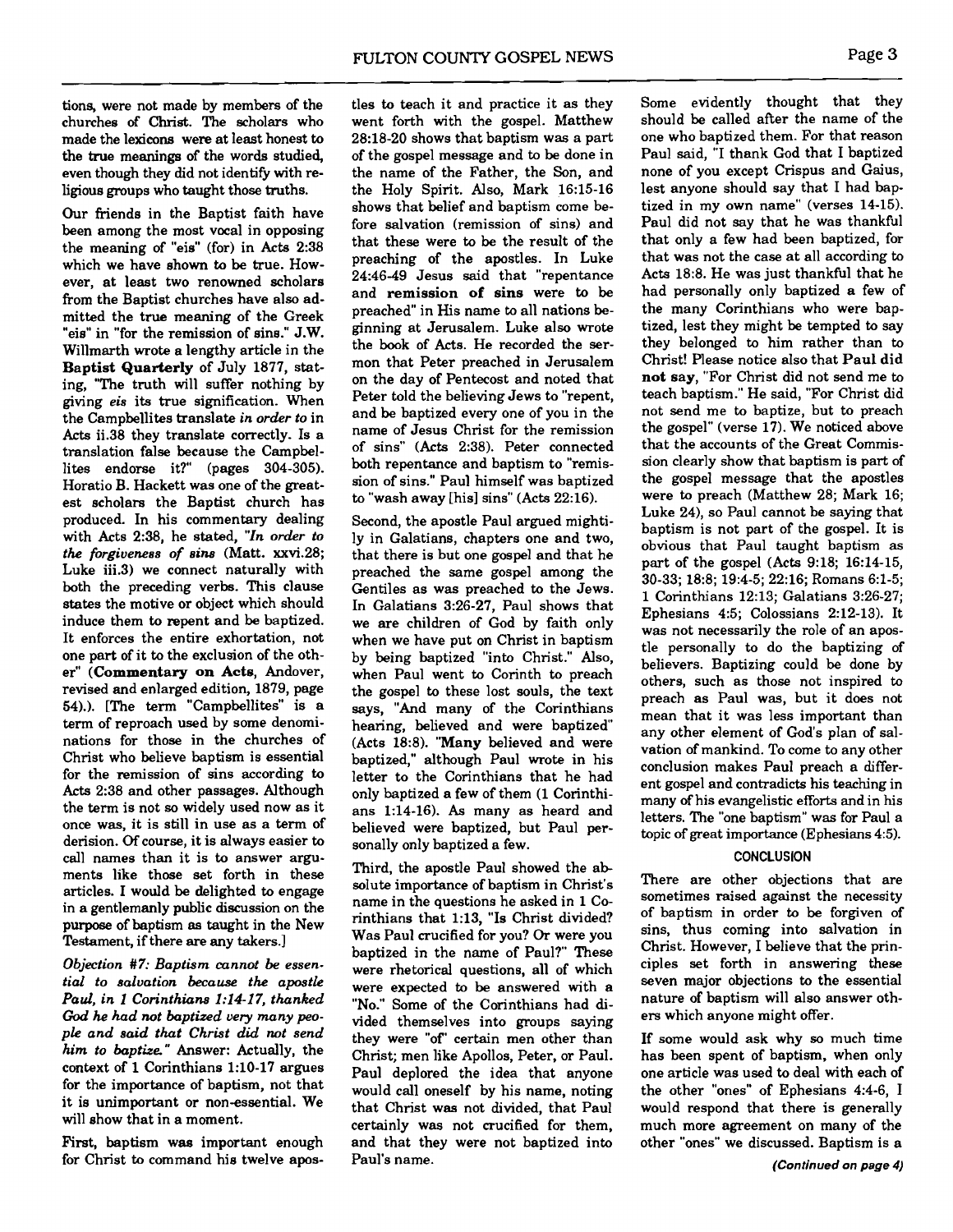tions, were not made by members of the churches of Christ. The scholars who made the lexicons were at least honest to the true meanings of the words studied, even though they did not identify with religious groups who taught those truths.

Our friends in the Baptist faith have been among the most vocal in opposing the meaning of "eis" (for) in Acts 2:38 which we have shown to be true. However, at least two renowned scholars from the Baptist churches have also admitted the true meaning of the Greek "eis" in "for the remission of sins." J.W. Willmarth wrote a lengthy article in the **Baptist Quarterly** of July 1877, stating, "The truth will suffer nothing by giving *eis* its true signification. When the Campbellites translate *in order to* in Acts ii.38 they translate correctly. Is a translation false because the Campbellites endorse it?" (pages 304-305). Horatio B. Hackett was one of the greatest scholars the Baptist church has produced. In his commentary dealing with Acts 2:38, he stated, "*In order to the forgiveness of sins* (Matt. xxvi.28; Luke iii.3) we connect naturally with both the preceding verbs. This clause states the motive or object which should induce them to repent and be baptized. It enforces the entire exhortation, not one part of it to the exclusion of the other" (**Commentary on Acts**, Andover, revised and enlarged edition, 1879, page 54).). [The term "Campbellites" is a term of reproach used by some denominations for those in the churches of Christ who believe baptism is essential for the remission of sins according to Acts 2:38 and other passages. Although the term is not so widely used now as it once was, it is still in use as a term of derision. Of course, it is always easier to call names than it is to answer arguments like those set forth in these articles. I would be delighted to engage in a gentlemanly public discussion on the purpose of baptism as taught in the New Testament, if there are any takers.]

*Objection #7: Baptism cannot be essential to salvation because the apostle Paul, in 1 Corinthians 1:14-17, thanked God he had not baptized very many people and said that Christ did not send him to baptize."* Answer: Actually, the context of 1 Corinthians 1:10-17 argues for the importance of baptism, not that it is unimportant or non-essential. We will show that in a moment.

First, baptism was important enough for Christ to command his twelve apostles to teach it and practice it as they went forth with the gospel. Matthew 28:18-20 shows that baptism was a part of the gospel message and to be done in the name of the Father, the Son, and the Holy Spirit. Also, Mark 16:15-16 shows that belief and baptism come before salvation (remission of sins) and that these were to be the result of the preaching of the apostles. In Luke 24:46-49 Jesus said that "repentance and **remission of sins** were to be preached" in His name to all nations beginning at Jerusalem. Luke also wrote the book of Acts. He recorded the sermon that Peter preached in Jerusalem on the day of Pentecost and noted that Peter told the believing Jews to "repent, and be baptized every one of you in the name of Jesus Christ for the remission of sins" (Acts 2:38). Peter connected both repentance and baptism to "remission of sins." Paul himself was baptized to "wash away [his] sins" (Acts 22:16).

Second, the apostle Paul argued mightily in Galatians, chapters one and two, that there is but one gospel and that he preached the same gospel among the Gentiles as was preached to the Jews. In Galatians 3:26-27, Paul shows that we are children of God by faith only when we have put on Christ in baptism by being baptized "into Christ." Also, when Paul went to Corinth to preach the gospel to these lost souls, the text says, "And many of the Corinthians hearing, believed and were baptized" (Acts 18:8). "**Many** believed and were baptized," although Paul wrote in his letter to the Corinthians that he had only baptized a few of them (1 Corinthians 1:14-16). As many as heard and believed were baptized, but Paul personally only baptized a few.

Third, the apostle Paul showed the absolute importance of baptism in Christ's name in the questions he asked in 1 Corinthians that 1:13, "Is Christ divided? Was Paul crucified for you? Or were you baptized in the name of Paul?" These were rhetorical questions, all of which were expected to be answered with a "No." Some of the Corinthians had divided themselves into groups saying they were "of" certain men other than Christ; men like Apollos, Peter, or Paul. Paul deplored the idea that anyone would call oneself by his name, noting that Christ was not divided, that Paul certainly was not crucified for them, and that they were not baptized into Paul's name. Some evidently thought that they should be called after the name of the one who baptized them. For that reason Paul said, "I thank God that I baptized none of you except Crispus and Gaius, lest anyone should say that I had baptized in my own name" (verses 14-15). Paul did not say that he was thankful that only a few had been baptized, for that was not the case at all according to Acts 18:8. He was just thankful that he had personally only baptized a few of the many Corinthians who were baptized, lest they might be tempted to say they belonged to him rather than to Christ! Please notice also that **Paul did not say**, "For Christ did not send me to teach baptism." He said, "For Christ did not send me to baptize, but to preach the gospel" (verse 17). We noticed above that the accounts of the Great Commission clearly show that baptism is part of the gospel message that the apostles were to preach (Matthew 28; Mark 16; Luke 24), so Paul cannot be saying that baptism is not part of the gospel. It is obvious that Paul taught baptism as part of the gospel (Acts 9:18; 16:14-15, 30-33; 18:8; 19:4-5; 22:16; Romans 6:1-5; 1 Corinthians 12:13; Galatians 3:26-27; Ephesians 4:5; Colossians 2:12-13). It was not necessarily the role of an apostle personally to do the baptizing of believers. Baptizing could be done by others, such as those not inspired to preach as Paul was, but it does not mean that it was less important than any other element of God's plan of salvation of mankind. To come to any other conclusion makes Paul preach a different gospel and contradicts his teaching in many of his evangelistic efforts and in his letters. The "one baptism" was for Paul a topic of great importance (Ephesians 4:5).

### CONCLUSION

There are other objections that are sometimes raised against the necessity of baptism in order to be forgiven of sins, thus coming into salvation in Christ. However, I believe that the principles set forth in answering these seven major objections to the essential nature of baptism will also answer others which anyone might offer.

If some would ask why so much time has been spent of baptism, when only one article was used to deal with each of the other "ones" of Ephesians 4:4-6, I would respond that there is generally much more agreement on many of the other "ones" we discussed. Baptism is a

*(Continued on page 4)*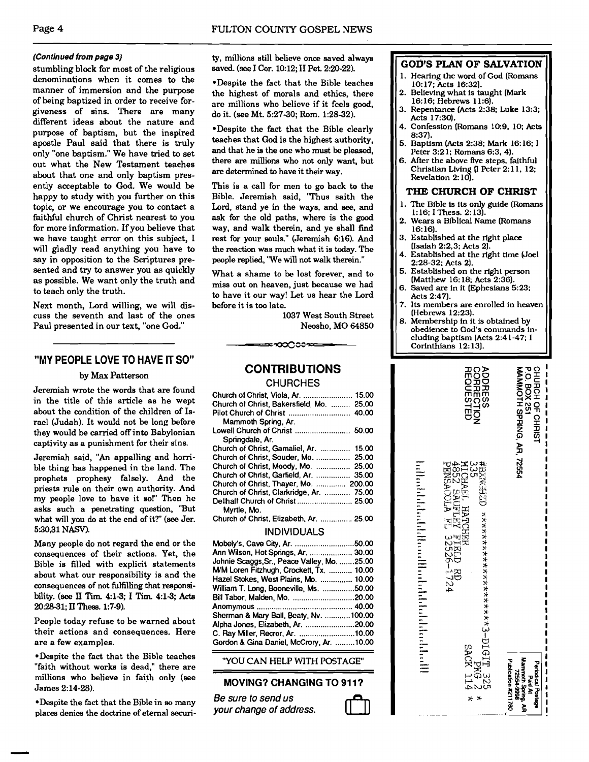*(Continued from page 3)*

stumbling block for most of the religious denominations when it comes to the manner of immersion and the purpose of being baptized in order to receive forgiveness of sins. There are many different ideas about the nature and purpose of baptism, but the inspired apostle Paul said that there is truly only "one baptism." We have tried to set out what the New Testament teaches about that one and only baptism presently acceptable to God. We would be happy to study with you further on this topic, or we encourage you to contact a faithful church of Christ nearest to you for more information. If you believe that we have taught error on this subject, I will gladly read anything you have to say in opposition to the Scriptures presented and try to answer you as quickly as possible. We want only the truth and to teach only the truth.

Next month, Lord willing, we will discuss the seventh and last of the ones Paul presented in our text, "one God."

## "MY PEOPLE LOVE TO HAVE IT SO"

by Max Patterson

Jeremiah wrote the words that are found in the title of this article as he wept about the condition of the children of Israel (Judah). It would not be long before they would be carried off into Babylonian captivity as a punishment for their sins.

Jeremiah said, "An appalling and horrible thing has happened in the land. The prophets prophesy falsely. And the priests rule on their own authority. And my people love to have it so!" Then he asks such a penetrating question, "But what will you do at the end of it?" (see Jer. 5:30,31 NASV).

Many people do not regard the end or the consequences of their actions. Yet, the Bible is filled with explicit statements about what our responsibility is and the consequences of not fulfilling that responsibility. (see II Tim. 4:1-3; I Tim. 4:1-3; Acts 20:28-31; II Thess. 1:7-9).

People today refuse to be warned about their actions and consequences. Here are a few examples.

•Despite the fact that the Bible teaches "faith without works is dead," there are millions who believe in faith only (see James 2:14-28).

•Despite the fact that the Bible in so many places denies the doctrine of eternal security, millions still believe once saved always saved. (see I Cor. 10:12; II Pet. 2:20-22).

•Despite the fact that the Bible teaches the highest of morals and ethics, there are millions who believe if it feels good, do it. (see Mt. 5:27-30; Rom. 1:28-32).

•Despite the fact that the Bible clearly teaches that God is the highest authority, and that he is the one who must be pleased, there are millions who not only want, but are determined to have it their way.

This is a call for men to go back to the Bible. Jeremiah said, "Thus saith the Lord, stand ye in the ways, and see, and ask for the old paths, where is the good way, and walk therein, and ye shall find rest for your souls." (Jeremiah 6:16). And the reaction was much what it is today. The people replied, "We will not walk therein."

What a shame to be lost forever, and to miss out on heaven, just because we had to have it our way! Let us hear the Lord before it is too late.

1037 West South Street
Neosho, MO 64850

## CONTRIBUTIONS

### CHURCHES

| | |
|---|---|
| Church of Christ, Viola, Ar. | 15.00 |
| Church of Christ, Bakersfield, Mo. | 25.00 |
| Pilot Church of Christ Mammoth Spring, Ar. | 40.00 |
| Lowell Church of Christ Springdale, Ar. | 50.00 |
| Church of Christ, Gamaliel, Ar. | 15.00 |
| Church of Christ, Souder, Mo. | 25.00 |
| Church of Christ, Moody, Mo. | 25.00 |
| Church of Christ, Garfield, Ar. | 35.00 |
| Church of Christ, Thayer, Mo. | 200.00 |
| Church of Christ, Clarkridge, Ar. | 75.00 |
| Dellhalf Church of Christ Myrtle, Mo. | 25.00 |
| Church of Christ, Elizabeth, Ar. | 25.00 |

### INDIVIDUALS

| | |
|---|---|
| Mobely's, Cave City, Ar. | 50.00 |
| Ann Wilson, Hot Springs, Ar. | 30.00 |
| Johnie Scaggs,Sr., Peace Valley, Mo. | 25.00 |
| M/M Loren Fitzhugh, Crockett, Tx. | 10.00 |
| Hazel Stokes, West Plains, Mo. | 10.00 |
| William T. Long, Booneville, Ms. | 50.00 |
| Bill Tabor, Malden, Mo. | 20.00 |
| Anomymous | 40.00 |
| Sherman & Mary Ball, Beaty, Nv. | 100.00 |
| Alpha Jones, Elizabeth, Ar. | 20.00 |
| C. Ray Miller, Recror, Ar. | 10.00 |
| Gordon & Gina Daniel, McCrory, Ar. | 10.00 |

"YOU CAN HELP WITH POSTAGE"

### MOVING? CHANGING TO 911?

*Be sure to send us your change of address.*

## GOD'S PLAN OF SALVATION

1. Hearing the word of God (Romans 10:17; Acts 16:32).
2. Believing what is taught (Mark 16:16; Hebrews 11:6).
3. Repentance (Acts 2:38; Luke 13:3; Acts 17:30).
4. Confession (Romans 10:9, 10; Acts 8:37).
5. Baptism (Acts 2:38; Mark 16:16; I Peter 3:21; Romans 6:3, 4).
6. After the above five steps, faithful Christian Living (I Peter 2:11, 12; Revelation 2:10).

## THE CHURCH OF CHRIST

1. The Bible is its only guide (Romans 1:16; I Thess. 2:13).
2. Wears a Biblical Name (Romans 16:16).
3. Established at the right place (Isaiah 2:2,3; Acts 2).
4. Established at the right time (Joel 2:28-32; Acts 2).
5. Established on the right person (Matthew 16:18; Acts 2:36).
6. Saved are in it (Ephesians 5:23; Acts 2:47).
7. Its members are enrolled in heaven (Hebrews 12:23).
8. Membership in it is obtained by obedience to God's commands including baptism (Acts 2:41-47; I Corinthians 12:13).

CHURCH OF CHRIST
P.O. BOX 251
MAMMOTH SPRING, AR 72554

ADDRESS CORRECTION REQUESTED

#BXNGHZD \*\*\*\*\*\*\*\*\*\*\*\*\*\*\*\*\*\*\*\*\*3-DIGIT 325
335
MICHAEL HATCHER PKG 2 \*
4852 SAUFLEY FIELD RD SACK 114 \*
PENSACOLA FL 32526-1724

Periodical Postage Paid At Mammoth Spring, AR 72554-9998 Publication #211780